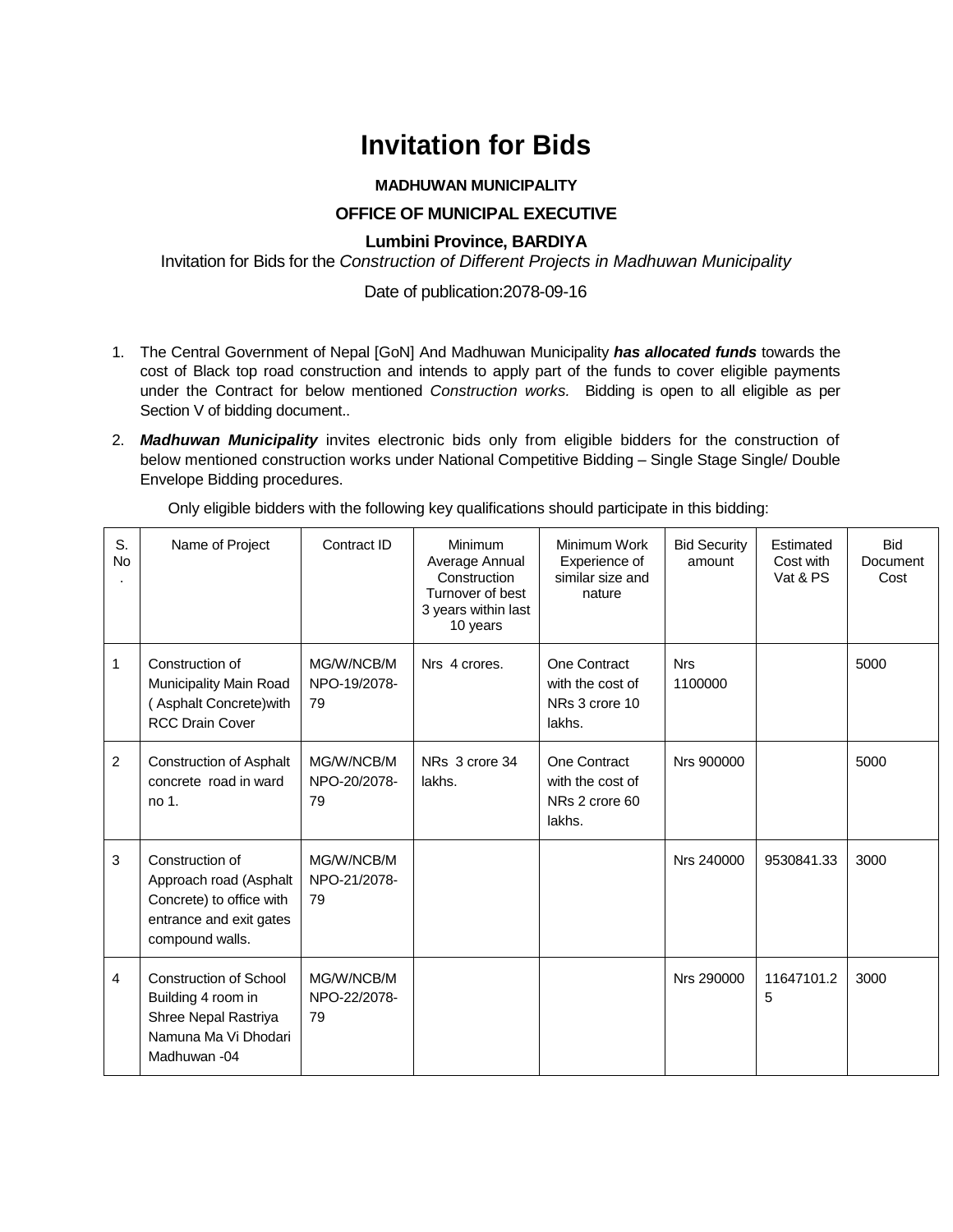# Invitation for Bids

**MADHUWAN MUNICIPALITY**

**OFFICE OF MUNICIPAL EXECUTIVE**

**Lumbini Province, BARDIYA**

Invitation for Bids for the *Construction of Different Projects in Madhuwan Municipality*

Date of publication:2078-09-16

1. The Central Government of Nepal [GoN] And Madhuwan Municipality ***has allocated funds*** towards the cost of Black top road construction and intends to apply part of the funds to cover eligible payments under the Contract for below mentioned *Construction works.* Bidding is open to all eligible as per Section V of bidding document..

2. ***Madhuwan Municipality*** invites electronic bids only from eligible bidders for the construction of below mentioned construction works under National Competitive Bidding – Single Stage Single/ Double Envelope Bidding procedures.

Only eligible bidders with the following key qualifications should participate in this bidding:

| S. No. | Name of Project | Contract ID | Minimum Average Annual Construction Turnover of best 3 years within last 10 years | Minimum Work Experience of similar size and nature | Bid Security amount | Estimated Cost with Vat & PS | Bid Document Cost |
|---|---|---|---|---|---|---|---|
| 1 | Construction of Municipality Main Road ( Asphalt Concrete)with RCC Drain Cover | MG/W/NCB/MNPO-19/2078-79 | Nrs 4 crores. | One Contract with the cost of NRs 3 crore 10 lakhs. | Nrs 1100000 | | 5000 |
| 2 | Construction of Asphalt concrete road in ward no 1. | MG/W/NCB/MNPO-20/2078-79 | NRs 3 crore 34 lakhs. | One Contract with the cost of NRs 2 crore 60 lakhs. | Nrs 900000 | | 5000 |
| 3 | Construction of Approach road (Asphalt Concrete) to office with entrance and exit gates compound walls. | MG/W/NCB/MNPO-21/2078-79 | | | Nrs 240000 | 9530841.33 | 3000 |
| 4 | Construction of School Building 4 room in Shree Nepal Rastriya Namuna Ma Vi Dhodari Madhuwan -04 | MG/W/NCB/MNPO-22/2078-79 | | | Nrs 290000 | 11647101.25 | 3000 |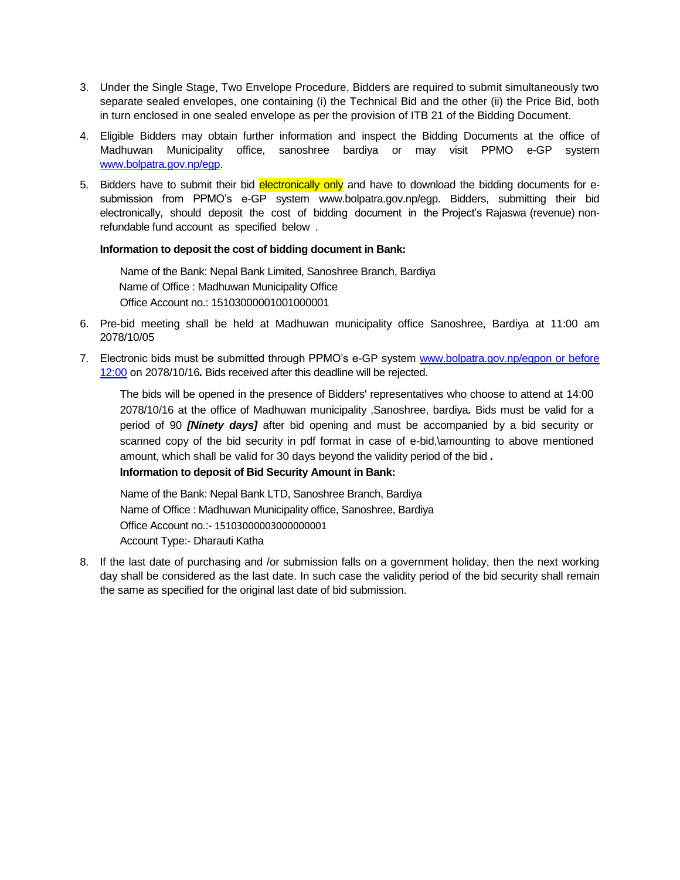3. Under the Single Stage, Two Envelope Procedure, Bidders are required to submit simultaneously two separate sealed envelopes, one containing (i) the Technical Bid and the other (ii) the Price Bid, both in turn enclosed in one sealed envelope as per the provision of ITB 21 of the Bidding Document.

4. Eligible Bidders may obtain further information and inspect the Bidding Documents at the office of Madhuwan Municipality office, sanoshree bardiya or may visit PPMO e-GP system www.bolpatra.gov.np/egp.

5. Bidders have to submit their bid electronically only and have to download the bidding documents for e-submission from PPMO's e-GP system www.bolpatra.gov.np/egp. Bidders, submitting their bid electronically, should deposit the cost of bidding document in the Project's Rajaswa (revenue) non-refundable fund account as specified below .

   **Information to deposit the cost of bidding document in Bank:**

   Name of the Bank: Nepal Bank Limited, Sanoshree Branch, Bardiya
   Name of Office : Madhuwan Municipality Office
   Office Account no.: 15103000001001000001

6. Pre-bid meeting shall be held at Madhuwan municipality office Sanoshree, Bardiya at 11:00 am 2078/10/05

7. Electronic bids must be submitted through PPMO's e-GP system www.bolpatra.gov.np/egpon or before 12:00 on 2078/10/16***.*** Bids received after this deadline will be rejected.

   The bids will be opened in the presence of Bidders' representatives who choose to attend at 14:00 2078/10/16 at the office of Madhuwan municipality ,Sanoshree, bardiya***.*** Bids must be valid for a period of 90 ***[Ninety days]*** after bid opening and must be accompanied by a bid security or scanned copy of the bid security in pdf format in case of e-bid,\amounting to above mentioned amount, which shall be valid for 30 days beyond the validity period of the bid ***.***
   **Information to deposit of Bid Security Amount in Bank:**

   Name of the Bank: Nepal Bank LTD, Sanoshree Branch, Bardiya
   Name of Office : Madhuwan Municipality office, Sanoshree, Bardiya
   Office Account no.:- 15103000003000000001
   Account Type:- Dharauti Katha

8. If the last date of purchasing and /or submission falls on a government holiday, then the next working day shall be considered as the last date. In such case the validity period of the bid security shall remain the same as specified for the original last date of bid submission.